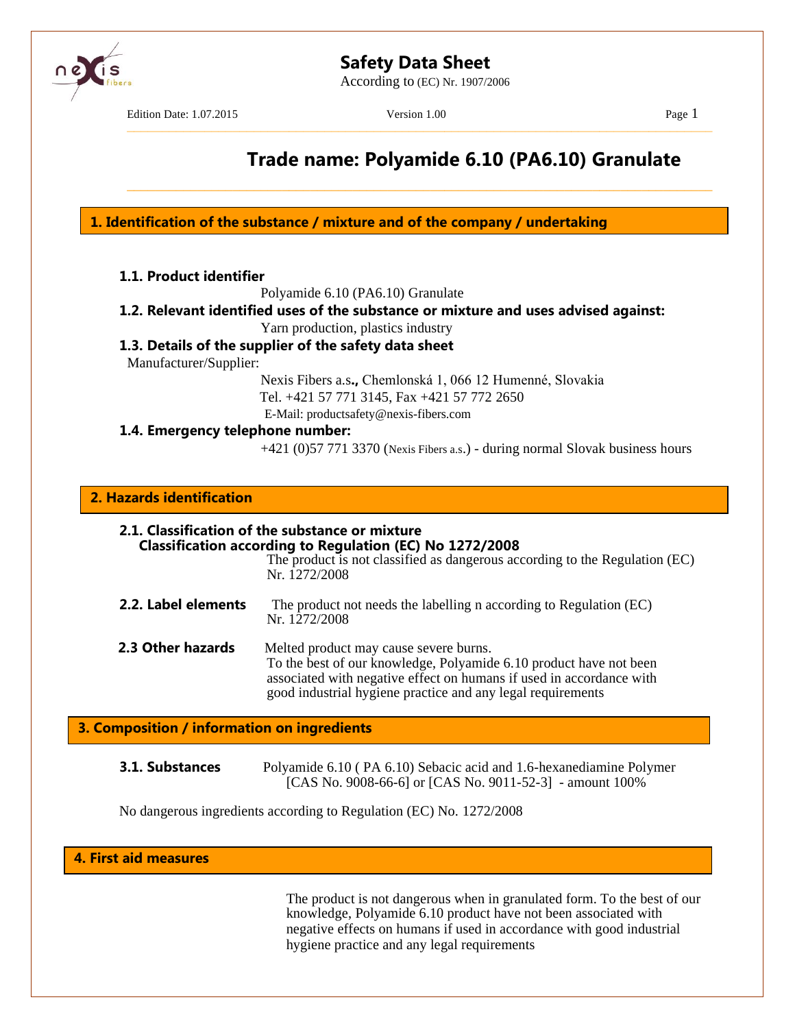# Safety Data Sheet

According to (EC) Nr. 1907/2006

Edition Date: 1.07.2015 Version 1.00

## Trade name: Polyamide 6.10 (PA6.10) Granulate

## 1. Identification of the substance / mixture and of the company / undertaking

### 1.1. Product identifier

Polyamide 6.10 (PA6.10) Granulate

### 1.2. Relevant identified uses of the substance or mixture and uses advised against:

Yarn production, plastics industry

### 1.3. Details of the supplier of the safety data sheet

Manufacturer/Supplier:

Nexis Fibers a.s**.,** Chemlonská 1, 066 12 Humenné, Slovakia
Tel. +421 57 771 3145, Fax +421 57 772 2650
E-Mail: productsafety@nexis-fibers.com

### 1.4. Emergency telephone number:

+421 (0)57 771 3370 (Nexis Fibers a.s.) - during normal Slovak business hours

## 2. Hazards identification

### 2.1. Classification of the substance or mixture

**Classification according to Regulation (EC) No 1272/2008**

The product is not classified as dangerous according to the Regulation (EC) Nr. 1272/2008

### 2.2. Label elements

The product not needs the labelling n according to Regulation (EC) Nr. 1272/2008

### 2.3 Other hazards

Melted product may cause severe burns.
To the best of our knowledge, Polyamide 6.10 product have not been associated with negative effect on humans if used in accordance with good industrial hygiene practice and any legal requirements

## 3. Composition / information on ingredients

### 3.1. Substances

Polyamide 6.10 ( PA 6.10) Sebacic acid and 1.6-hexanediamine Polymer [CAS No. 9008-66-6] or [CAS No. 9011-52-3] - amount 100%

No dangerous ingredients according to Regulation (EC) No. 1272/2008

## 4. First aid measures

The product is not dangerous when in granulated form. To the best of our knowledge, Polyamide 6.10 product have not been associated with negative effects on humans if used in accordance with good industrial hygiene practice and any legal requirements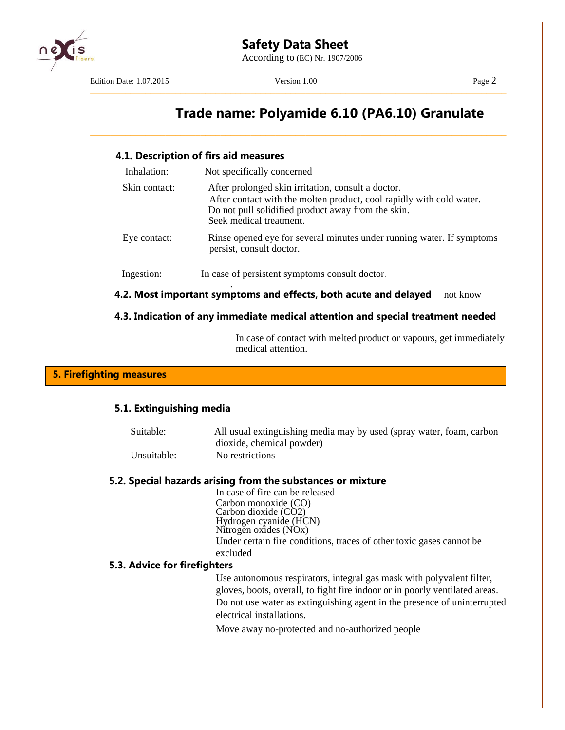# Trade name: Polyamide 6.10 (PA6.10) Granulate

### 4.1. Description of firs aid measures

**Inhalation:** Not specifically concerned

**Skin contact:** After prolonged skin irritation, consult a doctor.
After contact with the molten product, cool rapidly with cold water.
Do not pull solidified product away from the skin.
Seek medical treatment.

**Eye contact:** Rinse opened eye for several minutes under running water. If symptoms persist, consult doctor.

**Ingestion:** In case of persistent symptoms consult doctor.

### 4.2. Most important symptoms and effects, both acute and delayed

not know

### 4.3. Indication of any immediate medical attention and special treatment needed

In case of contact with melted product or vapours, get immediately medical attention.

## 5. Firefighting measures

### 5.1. Extinguishing media

**Suitable:** All usual extinguishing media may by used (spray water, foam, carbon dioxide, chemical powder)

**Unsuitable:** No restrictions

### 5.2. Special hazards arising from the substances or mixture

In case of fire can be released
Carbon monoxide (CO)
Carbon dioxide ($CO_2$)
Hydrogen cyanide (HCN)
Nitrogen oxides ($NO_x$)
Under certain fire conditions, traces of other toxic gases cannot be excluded

### 5.3. Advice for firefighters

Use autonomous respirators, integral gas mask with polyvalent filter, gloves, boots, overall, to fight fire indoor or in poorly ventilated areas.
Do not use water as extinguishing agent in the presence of uninterrupted electrical installations.

Move away no-protected and no-authorized people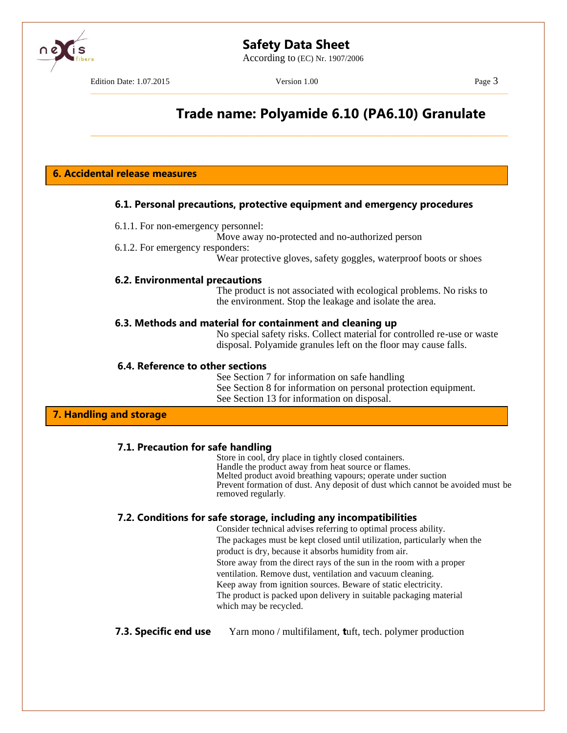## 6. Accidental release measures

### 6.1. Personal precautions, protective equipment and emergency procedures

6.1.1. For non-emergency personnel:

Move away no-protected and no-authorized person

6.1.2. For emergency responders:

Wear protective gloves, safety goggles, waterproof boots or shoes

### 6.2. Environmental precautions

The product is not associated with ecological problems. No risks to the environment. Stop the leakage and isolate the area.

### 6.3. Methods and material for containment and cleaning up

No special safety risks. Collect material for controlled re-use or waste disposal. Polyamide granules left on the floor may cause falls.

### 6.4. Reference to other sections

See Section 7 for information on safe handling
See Section 8 for information on personal protection equipment.
See Section 13 for information on disposal.

## 7. Handling and storage

### 7.1. Precaution for safe handling

Store in cool, dry place in tightly closed containers.
Handle the product away from heat source or flames.
Melted product avoid breathing vapours; operate under suction
Prevent formation of dust. Any deposit of dust which cannot be avoided must be removed regularly.

### 7.2. Conditions for safe storage, including any incompatibilities

Consider technical advises referring to optimal process ability.
The packages must be kept closed until utilization, particularly when the product is dry, because it absorbs humidity from air.
Store away from the direct rays of the sun in the room with a proper ventilation. Remove dust, ventilation and vacuum cleaning.
Keep away from ignition sources. Beware of static electricity.
The product is packed upon delivery in suitable packaging material which may be recycled.

### 7.3. Specific end use

Yarn mono / multifilament, tuft, tech. polymer production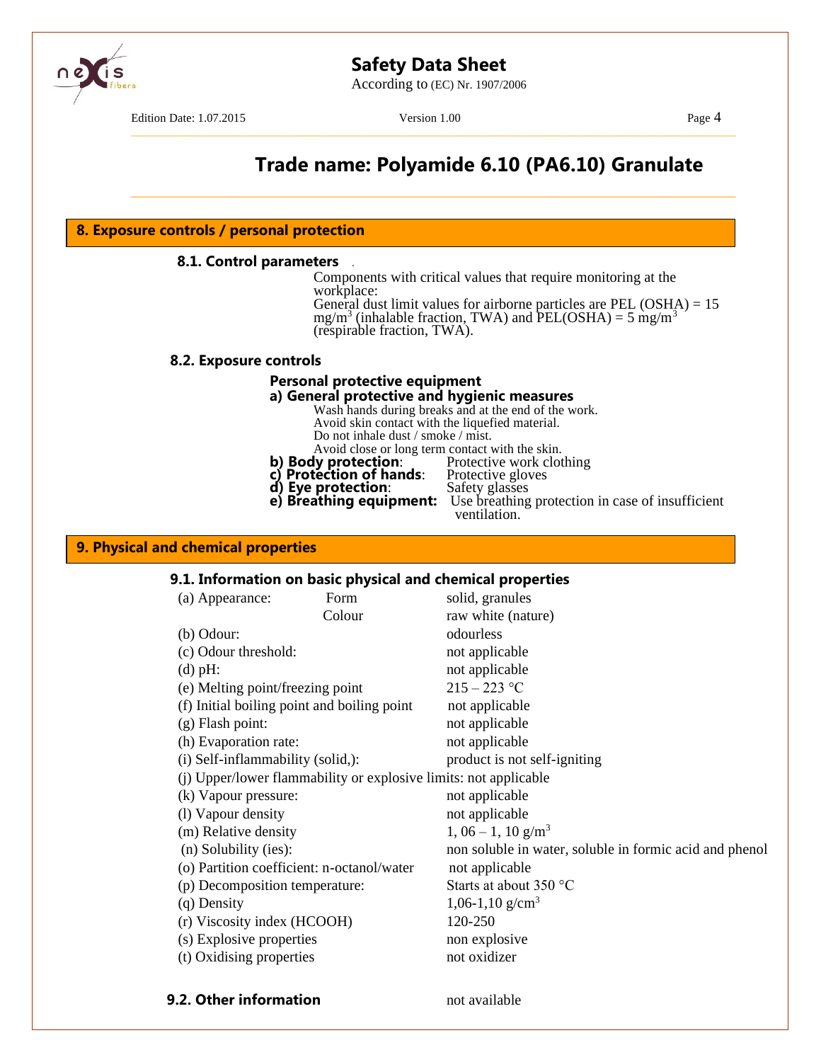# Trade name: Polyamide 6.10 (PA6.10) Granulate

## 8. Exposure controls / personal protection

### 8.1. Control parameters

Components with critical values that require monitoring at the workplace:
General dust limit values for airborne particles are PEL (OSHA) = 15 mg/m$^3$ (inhalable fraction, TWA) and PEL(OSHA) = 5 mg/m$^3$ (respirable fraction, TWA).

### 8.2. Exposure controls

**Personal protective equipment**

**a) General protective and hygienic measures**

Wash hands during breaks and at the end of the work.
Avoid skin contact with the liquefied material.
Do not inhale dust / smoke / mist.
Avoid close or long term contact with the skin.

**b) Body protection**: Protective work clothing
**c) Protection of hands**: Protective gloves
**d) Eye protection**: Safety glasses
**e) Breathing equipment:** Use breathing protection in case of insufficient ventilation.

## 9. Physical and chemical properties

### 9.1. Information on basic physical and chemical properties

| | | |
|---|---|---|
| (a) Appearance: | Form | solid, granules |
| | Colour | raw white (nature) |
| (b) Odour: | | odourless |
| (c) Odour threshold: | | not applicable |
| (d) pH: | | not applicable |
| (e) Melting point/freezing point | | 215 – 223 °C |
| (f) Initial boiling point and boiling point | | not applicable |
| (g) Flash point: | | not applicable |
| (h) Evaporation rate: | | not applicable |
| (i) Self-inflammability (solid,): | | product is not self-igniting |
| (j) Upper/lower flammability or explosive limits: | | not applicable |
| (k) Vapour pressure: | | not applicable |
| (l) Vapour density | | not applicable |
| (m) Relative density | | 1, 06 – 1, 10 g/m$^3$ |
| (n) Solubility (ies): | | non soluble in water, soluble in formic acid and phenol |
| (o) Partition coefficient: n-octanol/water | | not applicable |
| (p) Decomposition temperature: | | Starts at about 350 °C |
| (q) Density | | 1,06-1,10 g/cm$^3$ |
| (r) Viscosity index (HCOOH) | | 120-250 |
| (s) Explosive properties | | non explosive |
| (t) Oxidising properties | | not oxidizer |

### 9.2. Other information

not available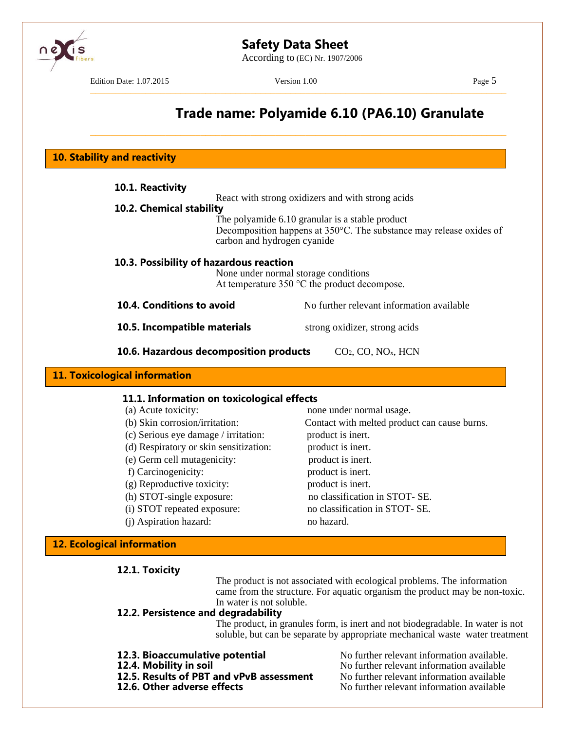# Trade name: Polyamide 6.10 (PA6.10) Granulate

## 10. Stability and reactivity

### 10.1. Reactivity

React with strong oxidizers and with strong acids

### 10.2. Chemical stability

The polyamide 6.10 granular is a stable product
Decomposition happens at 350°C. The substance may release oxides of carbon and hydrogen cyanide

### 10.3. Possibility of hazardous reaction

None under normal storage conditions
At temperature 350 °C the product decompose.

### 10.4. Conditions to avoid

No further relevant information available

### 10.5. Incompatible materials

strong oxidizer, strong acids

### 10.6. Hazardous decomposition products

$CO_2$, CO, $NO_x$, HCN

## 11. Toxicological information

### 11.1. Information on toxicological effects

| | |
|---|---|
| (a) Acute toxicity: | none under normal usage. |
| (b) Skin corrosion/irritation: | Contact with melted product can cause burns. |
| (c) Serious eye damage / irritation: | product is inert. |
| (d) Respiratory or skin sensitization: | product is inert. |
| (e) Germ cell mutagenicity: | product is inert. |
| f) Carcinogenicity: | product is inert. |
| (g) Reproductive toxicity: | product is inert. |
| (h) STOT-single exposure: | no classification in STOT- SE. |
| (i) STOT repeated exposure: | no classification in STOT- SE. |
| (j) Aspiration hazard: | no hazard. |

## 12. Ecological information

### 12.1. Toxicity

The product is not associated with ecological problems. The information came from the structure. For aquatic organism the product may be non-toxic. In water is not soluble.

### 12.2. Persistence and degradability

The product, in granules form, is inert and not biodegradable. In water is not soluble, but can be separate by appropriate mechanical waste water treatment

| | |
|---|---|
| **12.3. Bioaccumulative potential** | No further relevant information available. |
| **12.4. Mobility in soil** | No further relevant information available |
| **12.5. Results of PBT and vPvB assessment** | No further relevant information available |
| **12.6. Other adverse effects** | No further relevant information available |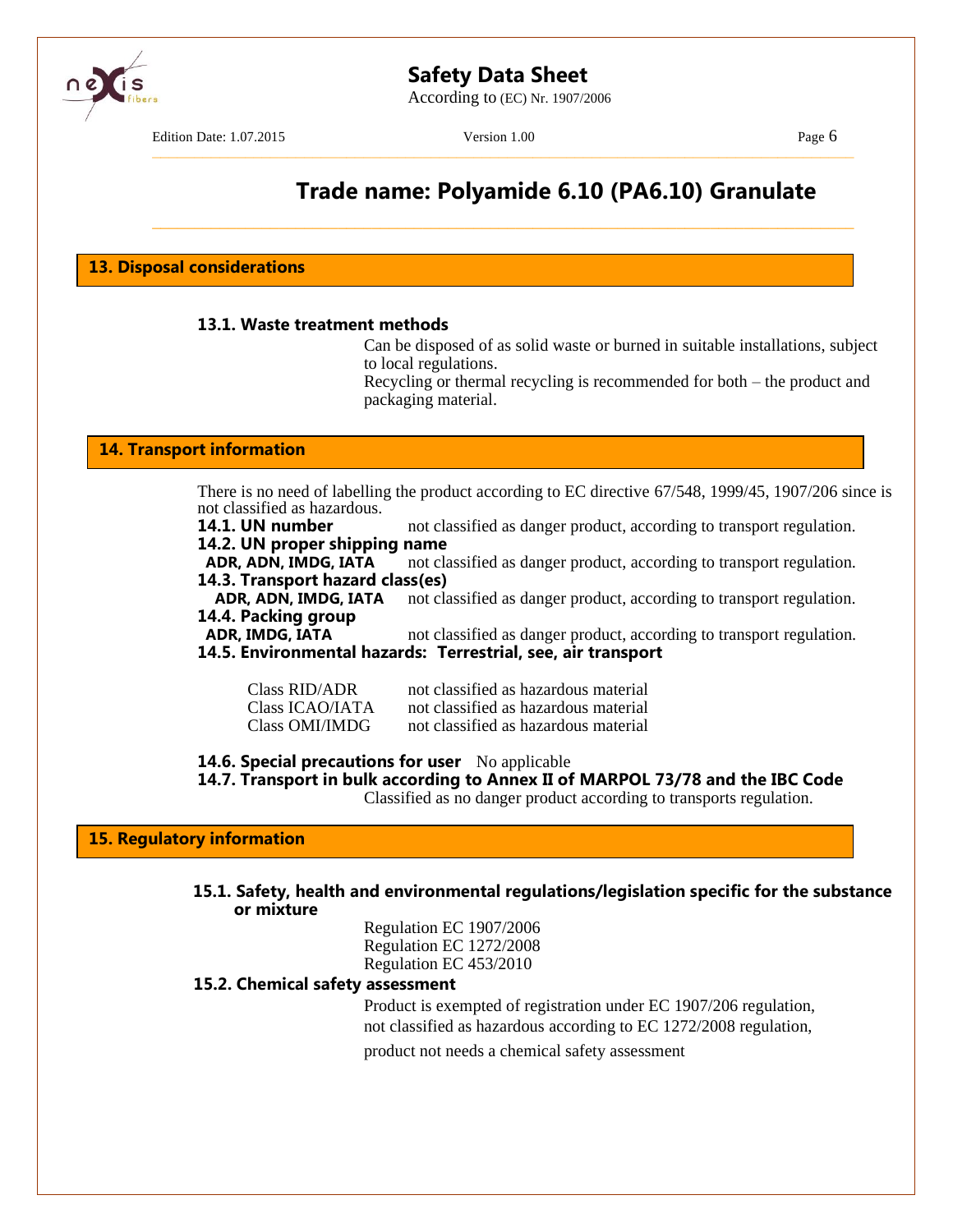## Trade name: Polyamide 6.10 (PA6.10) Granulate

## 13. Disposal considerations

### 13.1. Waste treatment methods

Can be disposed of as solid waste or burned in suitable installations, subject to local regulations.
Recycling or thermal recycling is recommended for both – the product and packaging material.

## 14. Transport information

There is no need of labelling the product according to EC directive 67/548, 1999/45, 1907/206 since is not classified as hazardous.

**14.1. UN number** not classified as danger product, according to transport regulation.

**14.2. UN proper shipping name**

**ADR, ADN, IMDG, IATA** not classified as danger product, according to transport regulation.

**14.3. Transport hazard class(es)**

**ADR, ADN, IMDG, IATA** not classified as danger product, according to transport regulation.

**14.4. Packing group**

**ADR, IMDG, IATA** not classified as danger product, according to transport regulation.

**14.5. Environmental hazards: Terrestrial, see, air transport**

| | |
|---|---|
| Class RID/ADR | not classified as hazardous material |
| Class ICAO/IATA | not classified as hazardous material |
| Class OMI/IMDG | not classified as hazardous material |

**14.6. Special precautions for user** No applicable

**14.7. Transport in bulk according to Annex II of MARPOL 73/78 and the IBC Code**

Classified as no danger product according to transports regulation.

## 15. Regulatory information

### 15.1. Safety, health and environmental regulations/legislation specific for the substance or mixture

Regulation EC 1907/2006
Regulation EC 1272/2008
Regulation EC 453/2010

### 15.2. Chemical safety assessment

Product is exempted of registration under EC 1907/206 regulation, not classified as hazardous according to EC 1272/2008 regulation, product not needs a chemical safety assessment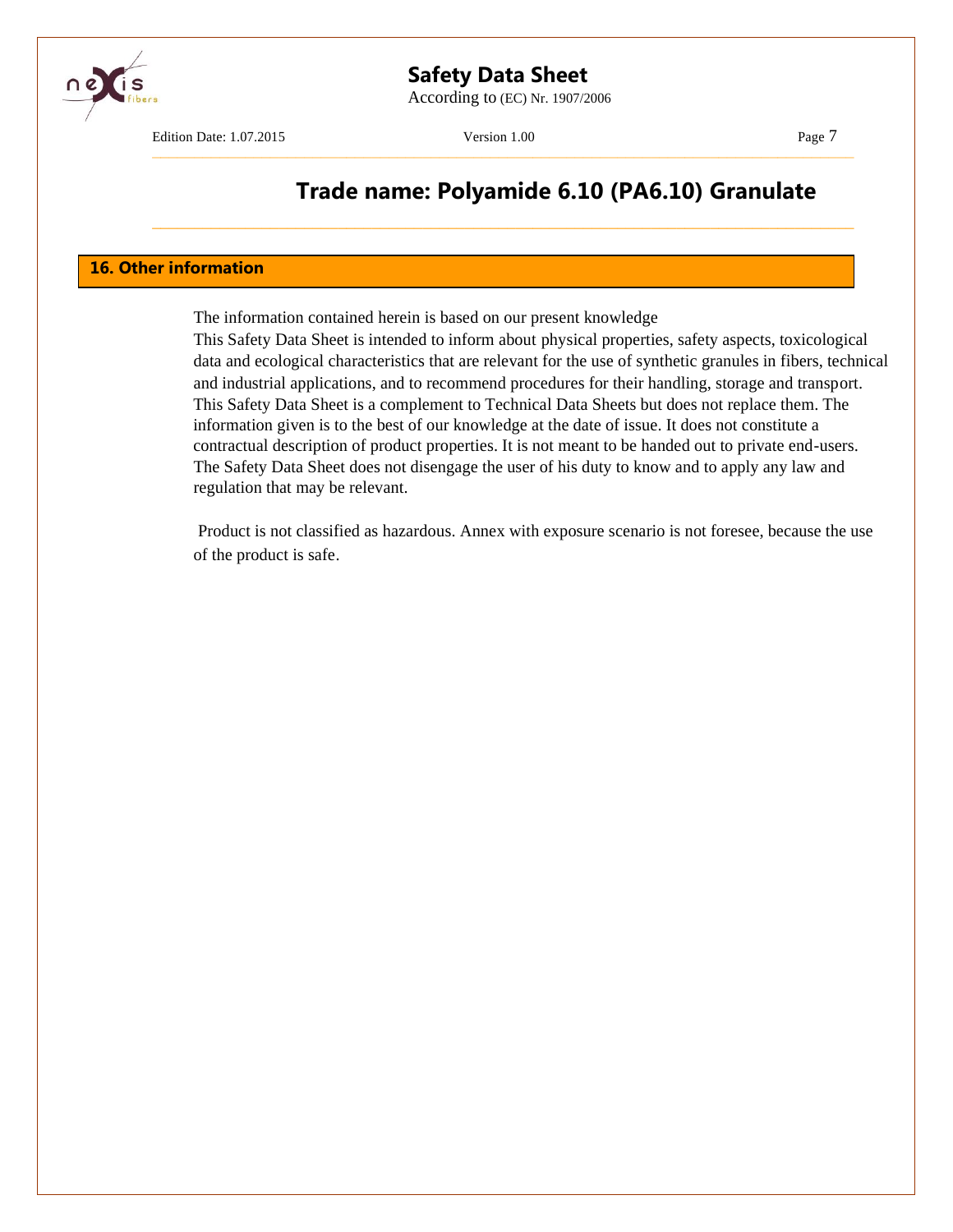## 16. Other information

The information contained herein is based on our present knowledge
This Safety Data Sheet is intended to inform about physical properties, safety aspects, toxicological data and ecological characteristics that are relevant for the use of synthetic granules in fibers, technical and industrial applications, and to recommend procedures for their handling, storage and transport. This Safety Data Sheet is a complement to Technical Data Sheets but does not replace them. The information given is to the best of our knowledge at the date of issue. It does not constitute a contractual description of product properties. It is not meant to be handed out to private end-users. The Safety Data Sheet does not disengage the user of his duty to know and to apply any law and regulation that may be relevant.

Product is not classified as hazardous. Annex with exposure scenario is not foresee, because the use of the product is safe.